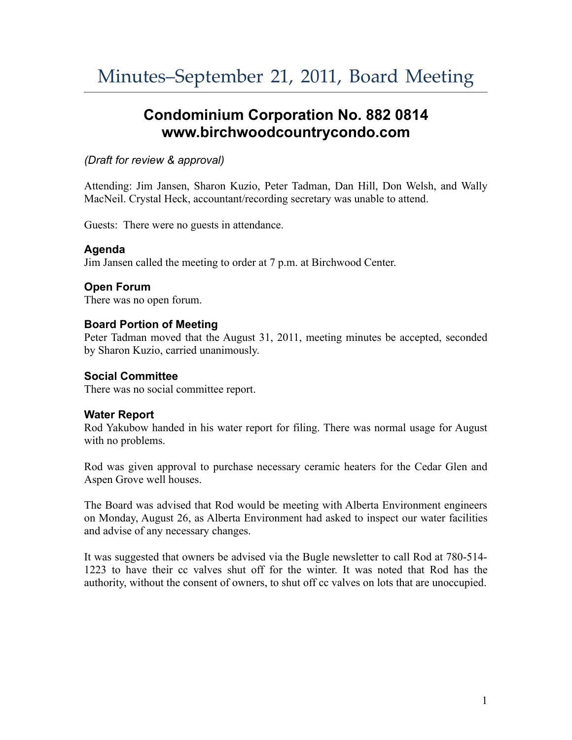# Minutes–September 21, 2011, Board Meeting

## Condominium Corporation No. 882 0814
## www.birchwoodcountrycondo.com

*(Draft for review & approval)*

Attending: Jim Jansen, Sharon Kuzio, Peter Tadman, Dan Hill, Don Welsh, and Wally MacNeil. Crystal Heck, accountant/recording secretary was unable to attend.

Guests: There were no guests in attendance.

### Agenda
Jim Jansen called the meeting to order at 7 p.m. at Birchwood Center.

### Open Forum
There was no open forum.

### Board Portion of Meeting
Peter Tadman moved that the August 31, 2011, meeting minutes be accepted, seconded by Sharon Kuzio, carried unanimously.

### Social Committee
There was no social committee report.

### Water Report
Rod Yakubow handed in his water report for filing. There was normal usage for August with no problems.

Rod was given approval to purchase necessary ceramic heaters for the Cedar Glen and Aspen Grove well houses.

The Board was advised that Rod would be meeting with Alberta Environment engineers on Monday, August 26, as Alberta Environment had asked to inspect our water facilities and advise of any necessary changes.

It was suggested that owners be advised via the Bugle newsletter to call Rod at 780-514-1223 to have their cc valves shut off for the winter. It was noted that Rod has the authority, without the consent of owners, to shut off cc valves on lots that are unoccupied.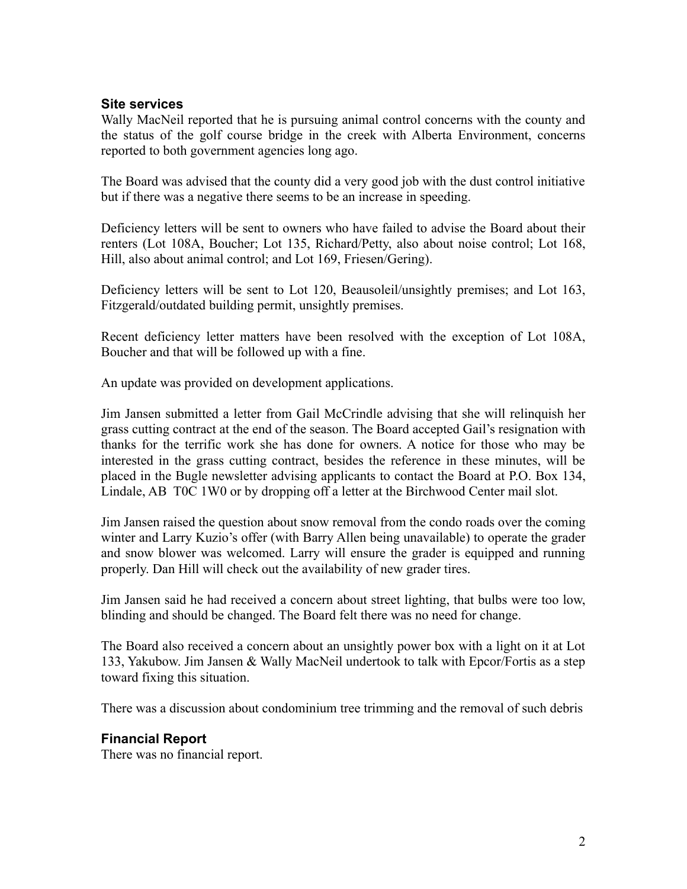## Site services

Wally MacNeil reported that he is pursuing animal control concerns with the county and the status of the golf course bridge in the creek with Alberta Environment, concerns reported to both government agencies long ago.

The Board was advised that the county did a very good job with the dust control initiative but if there was a negative there seems to be an increase in speeding.

Deficiency letters will be sent to owners who have failed to advise the Board about their renters (Lot 108A, Boucher; Lot 135, Richard/Petty, also about noise control; Lot 168, Hill, also about animal control; and Lot 169, Friesen/Gering).

Deficiency letters will be sent to Lot 120, Beausoleil/unsightly premises; and Lot 163, Fitzgerald/outdated building permit, unsightly premises.

Recent deficiency letter matters have been resolved with the exception of Lot 108A, Boucher and that will be followed up with a fine.

An update was provided on development applications.

Jim Jansen submitted a letter from Gail McCrindle advising that she will relinquish her grass cutting contract at the end of the season. The Board accepted Gail's resignation with thanks for the terrific work she has done for owners. A notice for those who may be interested in the grass cutting contract, besides the reference in these minutes, will be placed in the Bugle newsletter advising applicants to contact the Board at P.O. Box 134, Lindale, AB T0C 1W0 or by dropping off a letter at the Birchwood Center mail slot.

Jim Jansen raised the question about snow removal from the condo roads over the coming winter and Larry Kuzio's offer (with Barry Allen being unavailable) to operate the grader and snow blower was welcomed. Larry will ensure the grader is equipped and running properly. Dan Hill will check out the availability of new grader tires.

Jim Jansen said he had received a concern about street lighting, that bulbs were too low, blinding and should be changed. The Board felt there was no need for change.

The Board also received a concern about an unsightly power box with a light on it at Lot 133, Yakubow. Jim Jansen & Wally MacNeil undertook to talk with Epcor/Fortis as a step toward fixing this situation.

There was a discussion about condominium tree trimming and the removal of such debris

## Financial Report

There was no financial report.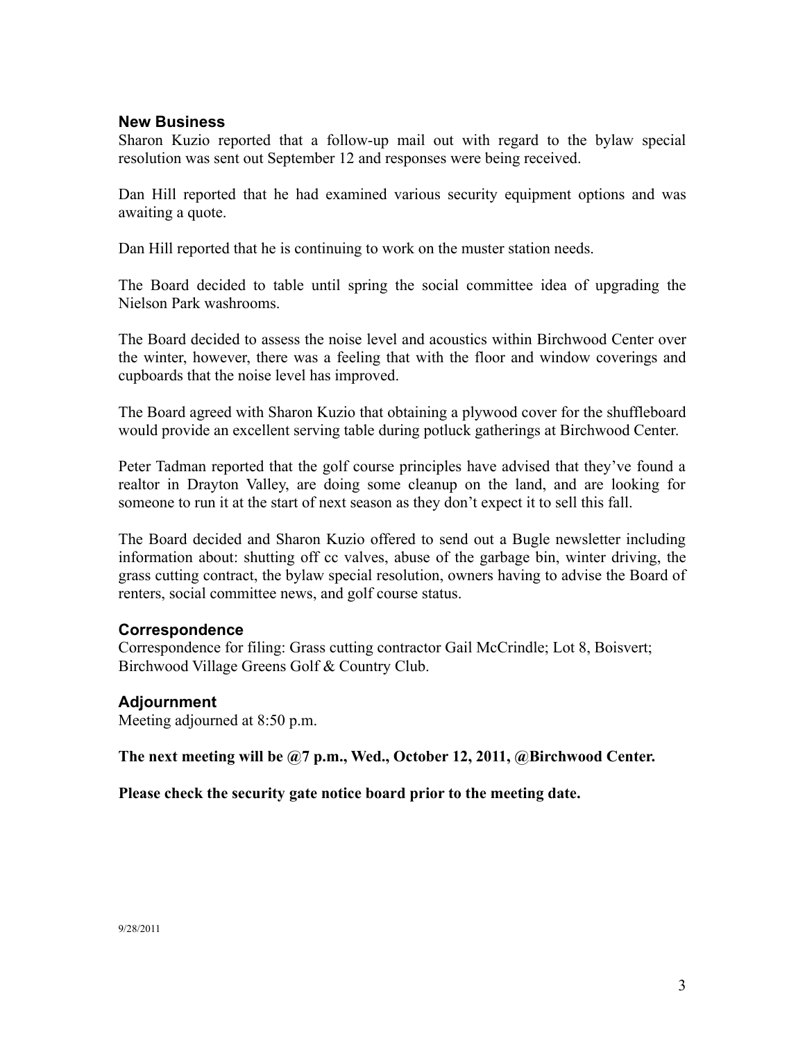## New Business

Sharon Kuzio reported that a follow-up mail out with regard to the bylaw special resolution was sent out September 12 and responses were being received.

Dan Hill reported that he had examined various security equipment options and was awaiting a quote.

Dan Hill reported that he is continuing to work on the muster station needs.

The Board decided to table until spring the social committee idea of upgrading the Nielson Park washrooms.

The Board decided to assess the noise level and acoustics within Birchwood Center over the winter, however, there was a feeling that with the floor and window coverings and cupboards that the noise level has improved.

The Board agreed with Sharon Kuzio that obtaining a plywood cover for the shuffleboard would provide an excellent serving table during potluck gatherings at Birchwood Center.

Peter Tadman reported that the golf course principles have advised that they've found a realtor in Drayton Valley, are doing some cleanup on the land, and are looking for someone to run it at the start of next season as they don't expect it to sell this fall.

The Board decided and Sharon Kuzio offered to send out a Bugle newsletter including information about: shutting off cc valves, abuse of the garbage bin, winter driving, the grass cutting contract, the bylaw special resolution, owners having to advise the Board of renters, social committee news, and golf course status.

## Correspondence

Correspondence for filing: Grass cutting contractor Gail McCrindle; Lot 8, Boisvert; Birchwood Village Greens Golf & Country Club.

## Adjournment

Meeting adjourned at 8:50 p.m.

**The next meeting will be @7 p.m., Wed., October 12, 2011, @Birchwood Center.**

**Please check the security gate notice board prior to the meeting date.**

9/28/2011